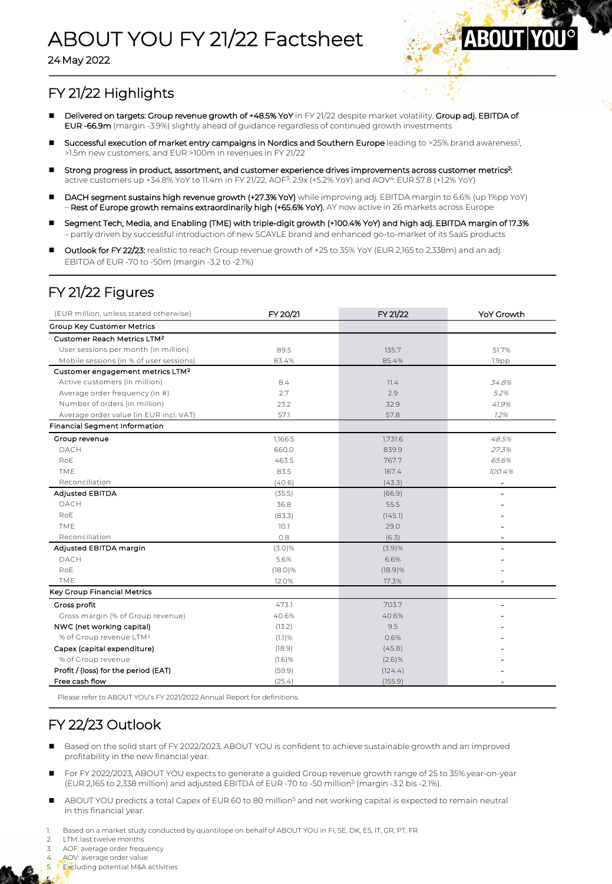# ABOUT YOU FY 21/22 Factsheet

24 May 2022

## FY 21/22 Highlights

- **Delivered on targets: Group revenue growth of +48.5% YoY** in FY 21/22 despite market volatility, **Group adj. EBITDA of EUR -66.9m** (margin -3.9%) slightly ahead of guidance regardless of continued growth investments
- **Successful execution of market entry campaigns in Nordics and Southern Europe** leading to >25% brand awareness[1], >1.5m new customers, and EUR >100m in revenues in FY 21/22
- **Strong progress in product, assortment, and customer experience drives improvements across customer metrics[2]:** active customers up +34.8% YoY to 11.4m in FY 21/22, AOF[3]: 2.9x (+5.2% YoY) and AOV[4]: EUR 57.8 (+1.2% YoY)
- **DACH segment sustains high revenue growth (+27.3% YoY)** while improving adj. EBITDA margin to 6.6% (up 1%pp YoY) – **Rest of Europe growth remains extraordinarily high (+65.6% YoY)**, AY now active in 26 markets across Europe
- **Segment Tech, Media, and Enabling (TME) with triple-digit growth (+100.4% YoY) and high adj. EBITDA margin of 17.3%** – partly driven by successful introduction of new SCAYLE brand and enhanced go-to-market of its SaaS products
- **Outlook for FY 22/23:** realistic to reach Group revenue growth of +25 to 35% YoY (EUR 2,165 to 2,338m) and an adj. EBITDA of EUR -70 to -50m (margin -3.2 to -2.1%)

## FY 21/22 Figures

| (EUR million, unless stated otherwise) | FY 20/21 | FY 21/22 | YoY Growth |
|---|---|---|---|
| **Group Key Customer Metrics** | | | |
| Customer Reach Metrics LTM[2] | | | |
| User sessions per month (in million) | 89.5 | 135.7 | 51.7% |
| Mobile sessions (in % of user sessions) | 83.4% | 85.4% | 1.9pp |
| Customer engagement metrics LTM[2] | | | |
| Active customers (in million) | 8.4 | 11.4 | *34.8%* |
| Average order frequency (in #) | 2.7 | 2.9 | *5.2%* |
| Number of orders (in million) | 23.2 | 32.9 | *41.9%* |
| Average order value (in EUR incl. VAT) | 57.1 | 57.8 | *1.2%* |
| **Financial Segment Information** | | | |
| Group revenue | 1,166.5 | 1,731.6 | *48.5%* |
| DACH | 660.0 | 839.9 | *27.3%* |
| RoE | 463.5 | 767.7 | *65.6%* |
| TME | 83.5 | 167.4 | *100.4%* |
| Reconciliation | (40.6) | (43.3) | - |
| Adjusted EBITDA | (35.5) | (66.9) | - |
| DACH | 36.8 | 55.5 | - |
| RoE | (83.3) | (145.1) | - |
| TME | 10.1 | 29.0 | - |
| Reconciliation | 0.8 | (6.3) | - |
| Adjusted EBITDA margin | (3.0)% | (3.9)% | - |
| DACH | 5.6% | 6.6% | - |
| RoE | (18.0)% | (18.9)% | - |
| TME | 12.0% | 17.3% | - |
| **Key Group Financial Metrics** | | | |
| Gross profit | 473.1 | 703.7 | - |
| Gross margin (% of Group revenue) | 40.6% | 40.6% | - |
| NWC (net working capital) | (13.2) | 9.5 | - |
| % of Group revenue LTM[2] | (1.1)% | 0.6% | - |
| Capex (capital expenditure) | (18.9) | (45.8) | - |
| % of Group revenue | (1.6)% | (2.6)% | - |
| Profit / (loss) for the period (EAT) | (59.9) | (124.4) | - |
| Free cash flow | (25.4) | (155.9) | - |

Please refer to ABOUT YOU's FY 2021/2022 Annual Report for definitions.

## FY 22/23 Outlook

- Based on the solid start of FY 2022/2023, ABOUT YOU is confident to achieve sustainable growth and an improved profitability in the new financial year.
- For FY 2022/2023, ABOUT YOU expects to generate a guided Group revenue growth range of 25 to 35% year-on-year (EUR 2,165 to 2,338 million) and adjusted EBITDA of EUR -70 to -50 million[5] (margin -3.2 bis -2.1%).
- ABOUT YOU predicts a total Capex of EUR 60 to 80 million[5] and net working capital is expected to remain neutral in this financial year.

1. Based on a market study conducted by quantilope on behalf of ABOUT YOU in FI, SE, DK, ES, IT, GR, PT, FR
2. LTM: last twelve months
3. AOF: average order frequency
4. AOV: average order value
5. Excluding potential M&A activities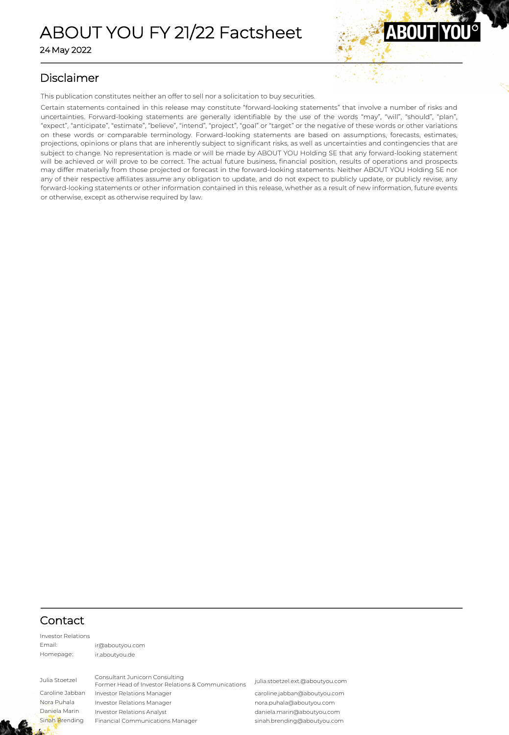# ABOUT YOU FY 21/22 Factsheet

24 May 2022

## Disclaimer

This publication constitutes neither an offer to sell nor a solicitation to buy securities.

Certain statements contained in this release may constitute "forward-looking statements" that involve a number of risks and uncertainties. Forward-looking statements are generally identifiable by the use of the words "may", "will", "should", "plan", "expect", "anticipate", "estimate", "believe", "intend", "project", "goal" or "target" or the negative of these words or other variations on these words or comparable terminology. Forward-looking statements are based on assumptions, forecasts, estimates, projections, opinions or plans that are inherently subject to significant risks, as well as uncertainties and contingencies that are subject to change. No representation is made or will be made by ABOUT YOU Holding SE that any forward-looking statement will be achieved or will prove to be correct. The actual future business, financial position, results of operations and prospects may differ materially from those projected or forecast in the forward-looking statements. Neither ABOUT YOU Holding SE nor any of their respective affiliates assume any obligation to update, and do not expect to publicly update, or publicly revise, any forward-looking statements or other information contained in this release, whether as a result of new information, future events or otherwise, except as otherwise required by law.

## Contact

Investor Relations

| | |
|---|---|
| Email: | ir@aboutyou.com |
| Homepage: | ir.aboutyou.de |

| | | |
|---|---|---|
| Julia Stoetzel | Consultant Junicorn Consulting<br>Former Head of Investor Relations & Communications | julia.stoetzel.ext.@aboutyou.com |
| Caroline Jabban | Investor Relations Manager | caroline.jabban@aboutyou.com |
| Nora Puhala | Investor Relations Manager | nora.puhala@aboutyou.com |
| Daniela Marin | Investor Relations Analyst | daniela.marin@aboutyou.com |
| Sinah Brending | Financial Communications Manager | sinah.brending@aboutyou.com |